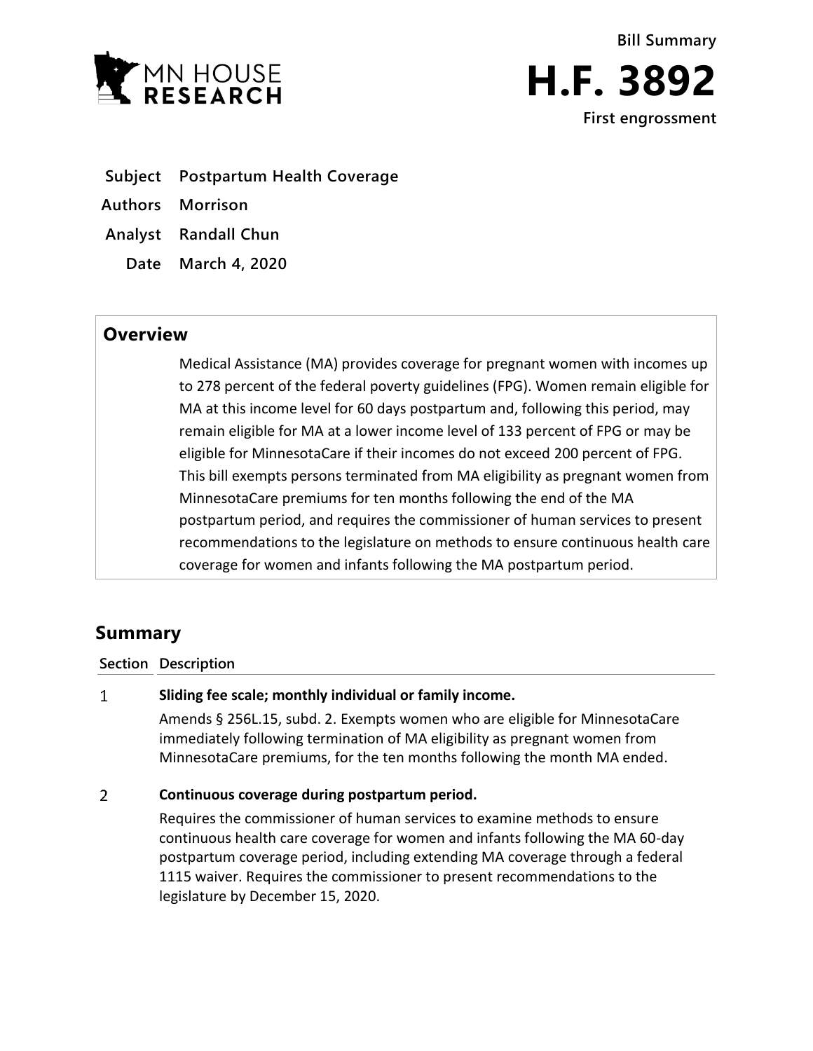MN HOUSE RESEARCH

Bill Summary

# H.F. 3892

First engrossment

**Subject** Postpartum Health Coverage

**Authors** Morrison

**Analyst** Randall Chun

**Date** March 4, 2020

## Overview

Medical Assistance (MA) provides coverage for pregnant women with incomes up to 278 percent of the federal poverty guidelines (FPG). Women remain eligible for MA at this income level for 60 days postpartum and, following this period, may remain eligible for MA at a lower income level of 133 percent of FPG or may be eligible for MinnesotaCare if their incomes do not exceed 200 percent of FPG. This bill exempts persons terminated from MA eligibility as pregnant women from MinnesotaCare premiums for ten months following the end of the MA postpartum period, and requires the commissioner of human services to present recommendations to the legislature on methods to ensure continuous health care coverage for women and infants following the MA postpartum period.

## Summary

| Section | Description |
| --- | --- |
| 1 | **Sliding fee scale; monthly individual or family income.**<br>Amends § 256L.15, subd. 2. Exempts women who are eligible for MinnesotaCare immediately following termination of MA eligibility as pregnant women from MinnesotaCare premiums, for the ten months following the month MA ended. |
| 2 | **Continuous coverage during postpartum period.**<br>Requires the commissioner of human services to examine methods to ensure continuous health care coverage for women and infants following the MA 60-day postpartum coverage period, including extending MA coverage through a federal 1115 waiver. Requires the commissioner to present recommendations to the legislature by December 15, 2020. |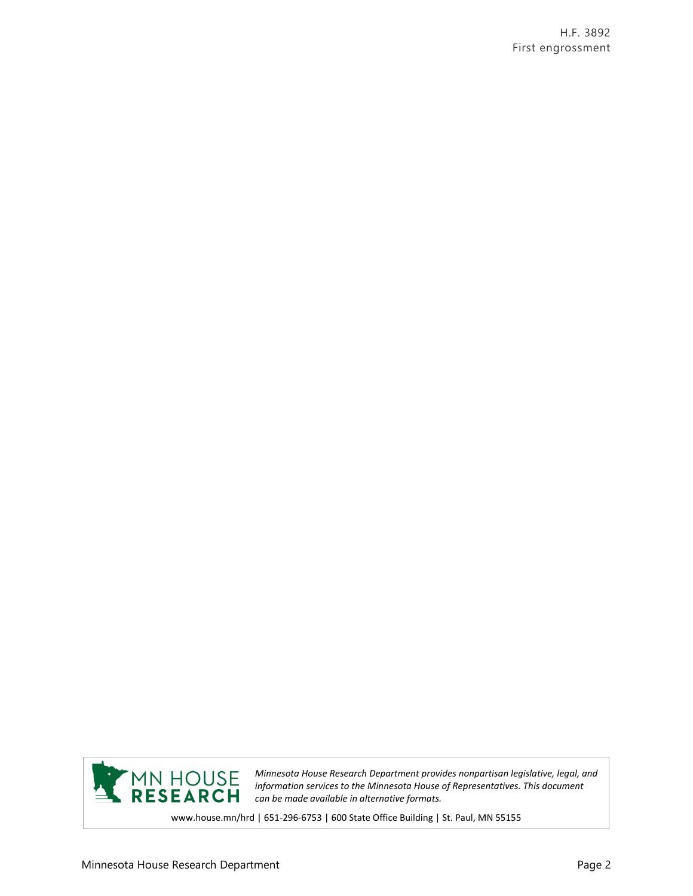Minnesota House Research Department provides nonpartisan legislative, legal, and information services to the Minnesota House of Representatives. This document can be made available in alternative formats.

www.house.mn/hrd | 651-296-6753 | 600 State Office Building | St. Paul, MN 55155